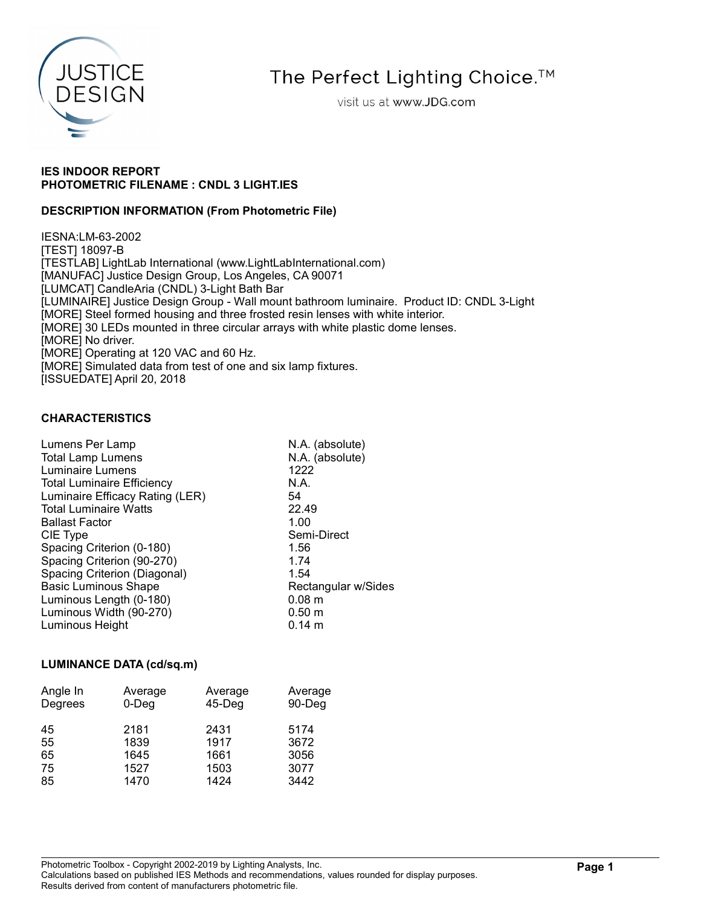The Perfect Lighting Choice.™

visit us at www.JDG.com

**IES INDOOR REPORT**
**PHOTOMETRIC FILENAME : CNDL 3 LIGHT.IES**

**DESCRIPTION INFORMATION (From Photometric File)**

IESNA:LM-63-2002
[TEST] 18097-B
[TESTLAB] LightLab International (www.LightLabInternational.com)
[MANUFAC] Justice Design Group, Los Angeles, CA 90071
[LUMCAT] CandleAria (CNDL) 3-Light Bath Bar
[LUMINAIRE] Justice Design Group - Wall mount bathroom luminaire. Product ID: CNDL 3-Light
[MORE] Steel formed housing and three frosted resin lenses with white interior.
[MORE] 30 LEDs mounted in three circular arrays with white plastic dome lenses.
[MORE] No driver.
[MORE] Operating at 120 VAC and 60 Hz.
[MORE] Simulated data from test of one and six lamp fixtures.
[ISSUEDATE] April 20, 2018

**CHARACTERISTICS**

| | |
|---|---|
| Lumens Per Lamp | N.A. (absolute) |
| Total Lamp Lumens | N.A. (absolute) |
| Luminaire Lumens | 1222 |
| Total Luminaire Efficiency | N.A. |
| Luminaire Efficacy Rating (LER) | 54 |
| Total Luminaire Watts | 22.49 |
| Ballast Factor | 1.00 |
| CIE Type | Semi-Direct |
| Spacing Criterion (0-180) | 1.56 |
| Spacing Criterion (90-270) | 1.74 |
| Spacing Criterion (Diagonal) | 1.54 |
| Basic Luminous Shape | Rectangular w/Sides |
| Luminous Length (0-180) | 0.08 m |
| Luminous Width (90-270) | 0.50 m |
| Luminous Height | 0.14 m |

**LUMINANCE DATA (cd/sq.m)**

| Angle In Degrees | Average 0-Deg | Average 45-Deg | Average 90-Deg |
|---|---|---|---|
| 45 | 2181 | 2431 | 5174 |
| 55 | 1839 | 1917 | 3672 |
| 65 | 1645 | 1661 | 3056 |
| 75 | 1527 | 1503 | 3077 |
| 85 | 1470 | 1424 | 3442 |

Photometric Toolbox - Copyright 2002-2019 by Lighting Analysts, Inc.
Calculations based on published IES Methods and recommendations, values rounded for display purposes.
Results derived from content of manufacturers photometric file.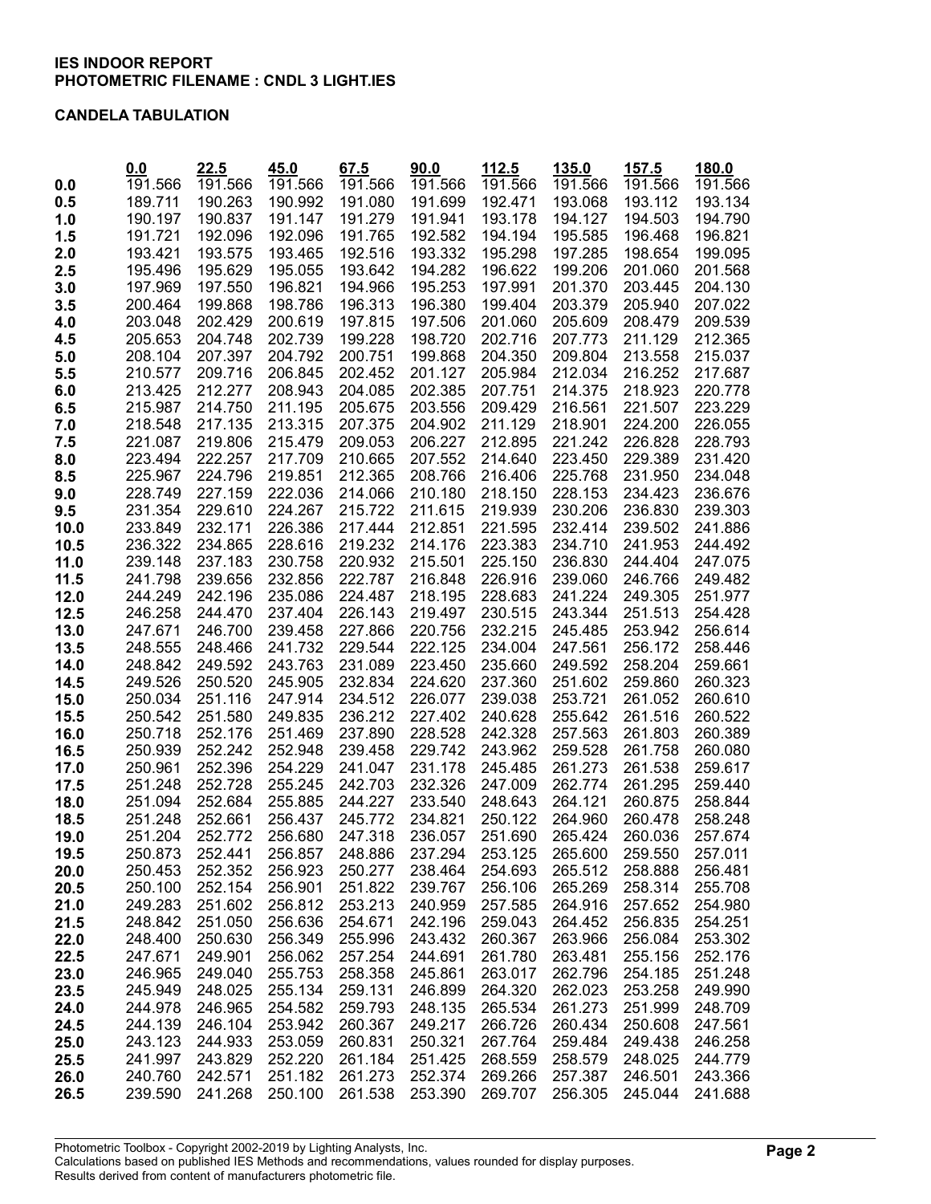**IES INDOOR REPORT**
**PHOTOMETRIC FILENAME : CNDL 3 LIGHT.IES**

**CANDELA TABULATION**

| | 0.0 | 22.5 | 45.0 | 67.5 | 90.0 | 112.5 | 135.0 | 157.5 | 180.0 |
|---|---|---|---|---|---|---|---|---|---|
| 0.0 | 191.566 | 191.566 | 191.566 | 191.566 | 191.566 | 191.566 | 191.566 | 191.566 | 191.566 |
| 0.5 | 189.711 | 190.263 | 190.992 | 191.080 | 191.699 | 192.471 | 193.068 | 193.112 | 193.134 |
| 1.0 | 190.197 | 190.837 | 191.147 | 191.279 | 191.941 | 193.178 | 194.127 | 194.503 | 194.790 |
| 1.5 | 191.721 | 192.096 | 192.096 | 191.765 | 192.582 | 194.194 | 195.585 | 196.468 | 196.821 |
| 2.0 | 193.421 | 193.575 | 193.465 | 192.516 | 193.332 | 195.298 | 197.285 | 198.654 | 199.095 |
| 2.5 | 195.496 | 195.629 | 195.055 | 193.642 | 194.282 | 196.622 | 199.206 | 201.060 | 201.568 |
| 3.0 | 197.969 | 197.550 | 196.821 | 194.966 | 195.253 | 197.991 | 201.370 | 203.445 | 204.130 |
| 3.5 | 200.464 | 199.868 | 198.786 | 196.313 | 196.380 | 199.404 | 203.379 | 205.940 | 207.022 |
| 4.0 | 203.048 | 202.429 | 200.619 | 197.815 | 197.506 | 201.060 | 205.609 | 208.479 | 209.539 |
| 4.5 | 205.653 | 204.748 | 202.739 | 199.228 | 198.720 | 202.716 | 207.773 | 211.129 | 212.365 |
| 5.0 | 208.104 | 207.397 | 204.792 | 200.751 | 199.868 | 204.350 | 209.804 | 213.558 | 215.037 |
| 5.5 | 210.577 | 209.716 | 206.845 | 202.452 | 201.127 | 205.984 | 212.034 | 216.252 | 217.687 |
| 6.0 | 213.425 | 212.277 | 208.943 | 204.085 | 202.385 | 207.751 | 214.375 | 218.923 | 220.778 |
| 6.5 | 215.987 | 214.750 | 211.195 | 205.675 | 203.556 | 209.429 | 216.561 | 221.507 | 223.229 |
| 7.0 | 218.548 | 217.135 | 213.315 | 207.375 | 204.902 | 211.129 | 218.901 | 224.200 | 226.055 |
| 7.5 | 221.087 | 219.806 | 215.479 | 209.053 | 206.227 | 212.895 | 221.242 | 226.828 | 228.793 |
| 8.0 | 223.494 | 222.257 | 217.709 | 210.665 | 207.552 | 214.640 | 223.450 | 229.389 | 231.420 |
| 8.5 | 225.967 | 224.796 | 219.851 | 212.365 | 208.766 | 216.406 | 225.768 | 231.950 | 234.048 |
| 9.0 | 228.749 | 227.159 | 222.036 | 214.066 | 210.180 | 218.150 | 228.153 | 234.423 | 236.676 |
| 9.5 | 231.354 | 229.610 | 224.267 | 215.722 | 211.615 | 219.939 | 230.206 | 236.830 | 239.303 |
| 10.0 | 233.849 | 232.171 | 226.386 | 217.444 | 212.851 | 221.595 | 232.414 | 239.502 | 241.886 |
| 10.5 | 236.322 | 234.865 | 228.616 | 219.232 | 214.176 | 223.383 | 234.710 | 241.953 | 244.492 |
| 11.0 | 239.148 | 237.183 | 230.758 | 220.932 | 215.501 | 225.150 | 236.830 | 244.404 | 247.075 |
| 11.5 | 241.798 | 239.656 | 232.856 | 222.787 | 216.848 | 226.916 | 239.060 | 246.766 | 249.482 |
| 12.0 | 244.249 | 242.196 | 235.086 | 224.487 | 218.195 | 228.683 | 241.224 | 249.305 | 251.977 |
| 12.5 | 246.258 | 244.470 | 237.404 | 226.143 | 219.497 | 230.515 | 243.344 | 251.513 | 254.428 |
| 13.0 | 247.671 | 246.700 | 239.458 | 227.866 | 220.756 | 232.215 | 245.485 | 253.942 | 256.614 |
| 13.5 | 248.555 | 248.466 | 241.732 | 229.544 | 222.125 | 234.004 | 247.561 | 256.172 | 258.446 |
| 14.0 | 248.842 | 249.592 | 243.763 | 231.089 | 223.450 | 235.660 | 249.592 | 258.204 | 259.661 |
| 14.5 | 249.526 | 250.520 | 245.905 | 232.834 | 224.620 | 237.360 | 251.602 | 259.860 | 260.323 |
| 15.0 | 250.034 | 251.116 | 247.914 | 234.512 | 226.077 | 239.038 | 253.721 | 261.052 | 260.610 |
| 15.5 | 250.542 | 251.580 | 249.835 | 236.212 | 227.402 | 240.628 | 255.642 | 261.516 | 260.522 |
| 16.0 | 250.718 | 252.176 | 251.469 | 237.890 | 228.528 | 242.328 | 257.563 | 261.803 | 260.389 |
| 16.5 | 250.939 | 252.242 | 252.948 | 239.458 | 229.742 | 243.962 | 259.528 | 261.758 | 260.080 |
| 17.0 | 250.961 | 252.396 | 254.229 | 241.047 | 231.178 | 245.485 | 261.273 | 261.538 | 259.617 |
| 17.5 | 251.248 | 252.728 | 255.245 | 242.703 | 232.326 | 247.009 | 262.774 | 261.295 | 259.440 |
| 18.0 | 251.094 | 252.684 | 255.885 | 244.227 | 233.540 | 248.643 | 264.121 | 260.875 | 258.844 |
| 18.5 | 251.248 | 252.661 | 256.437 | 245.772 | 234.821 | 250.122 | 264.960 | 260.478 | 258.248 |
| 19.0 | 251.204 | 252.772 | 256.680 | 247.318 | 236.057 | 251.690 | 265.424 | 260.036 | 257.674 |
| 19.5 | 250.873 | 252.441 | 256.857 | 248.886 | 237.294 | 253.125 | 265.600 | 259.550 | 257.011 |
| 20.0 | 250.453 | 252.352 | 256.923 | 250.277 | 238.464 | 254.693 | 265.512 | 258.888 | 256.481 |
| 20.5 | 250.100 | 252.154 | 256.901 | 251.822 | 239.767 | 256.106 | 265.269 | 258.314 | 255.708 |
| 21.0 | 249.283 | 251.602 | 256.812 | 253.213 | 240.959 | 257.585 | 264.916 | 257.652 | 254.980 |
| 21.5 | 248.842 | 251.050 | 256.636 | 254.671 | 242.196 | 259.043 | 264.452 | 256.835 | 254.251 |
| 22.0 | 248.400 | 250.630 | 256.349 | 255.996 | 243.432 | 260.367 | 263.966 | 256.084 | 253.302 |
| 22.5 | 247.671 | 249.901 | 256.062 | 257.254 | 244.691 | 261.780 | 263.481 | 255.156 | 252.176 |
| 23.0 | 246.965 | 249.040 | 255.753 | 258.358 | 245.861 | 263.017 | 262.796 | 254.185 | 251.248 |
| 23.5 | 245.949 | 248.025 | 255.134 | 259.131 | 246.899 | 264.320 | 262.023 | 253.258 | 249.990 |
| 24.0 | 244.978 | 246.965 | 254.582 | 259.793 | 248.135 | 265.534 | 261.273 | 251.999 | 248.709 |
| 24.5 | 244.139 | 246.104 | 253.942 | 260.367 | 249.217 | 266.726 | 260.434 | 250.608 | 247.561 |
| 25.0 | 243.123 | 244.933 | 253.059 | 260.831 | 250.321 | 267.764 | 259.484 | 249.438 | 246.258 |
| 25.5 | 241.997 | 243.829 | 252.220 | 261.184 | 251.425 | 268.559 | 258.579 | 248.025 | 244.779 |
| 26.0 | 240.760 | 242.571 | 251.182 | 261.273 | 252.374 | 269.266 | 257.387 | 246.501 | 243.366 |
| 26.5 | 239.590 | 241.268 | 250.100 | 261.538 | 253.390 | 269.707 | 256.305 | 245.044 | 241.688 |

Photometric Toolbox - Copyright 2002-2019 by Lighting Analysts, Inc.
Calculations based on published IES Methods and recommendations, values rounded for display purposes.
Results derived from content of manufacturers photometric file.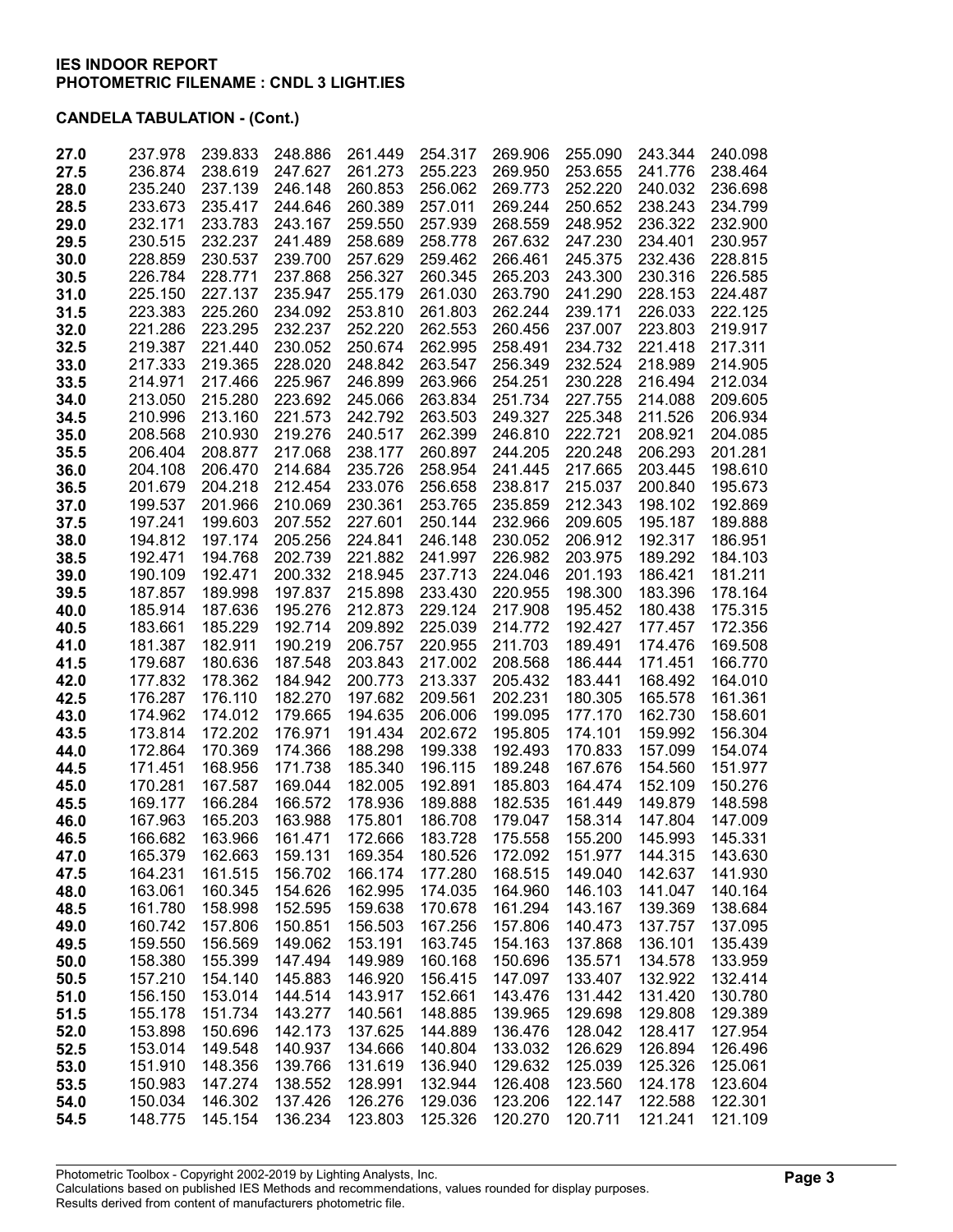**IES INDOOR REPORT**
**PHOTOMETRIC FILENAME : CNDL 3 LIGHT.IES**

**CANDELA TABULATION - (Cont.)**

| | | | | | | | | | |
|---|---|---|---|---|---|---|---|---|---|
| **27.0** | 237.978 | 239.833 | 248.886 | 261.449 | 254.317 | 269.906 | 255.090 | 243.344 | 240.098 |
| **27.5** | 236.874 | 238.619 | 247.627 | 261.273 | 255.223 | 269.950 | 253.655 | 241.776 | 238.464 |
| **28.0** | 235.240 | 237.139 | 246.148 | 260.853 | 256.062 | 269.773 | 252.220 | 240.032 | 236.698 |
| **28.5** | 233.673 | 235.417 | 244.646 | 260.389 | 257.011 | 269.244 | 250.652 | 238.243 | 234.799 |
| **29.0** | 232.171 | 233.783 | 243.167 | 259.550 | 257.939 | 268.559 | 248.952 | 236.322 | 232.900 |
| **29.5** | 230.515 | 232.237 | 241.489 | 258.689 | 258.778 | 267.632 | 247.230 | 234.401 | 230.957 |
| **30.0** | 228.859 | 230.537 | 239.700 | 257.629 | 259.462 | 266.461 | 245.375 | 232.436 | 228.815 |
| **30.5** | 226.784 | 228.771 | 237.868 | 256.327 | 260.345 | 265.203 | 243.300 | 230.316 | 226.585 |
| **31.0** | 225.150 | 227.137 | 235.947 | 255.179 | 261.030 | 263.790 | 241.290 | 228.153 | 224.487 |
| **31.5** | 223.383 | 225.260 | 234.092 | 253.810 | 261.803 | 262.244 | 239.171 | 226.033 | 222.125 |
| **32.0** | 221.286 | 223.295 | 232.237 | 252.220 | 262.553 | 260.456 | 237.007 | 223.803 | 219.917 |
| **32.5** | 219.387 | 221.440 | 230.052 | 250.674 | 262.995 | 258.491 | 234.732 | 221.418 | 217.311 |
| **33.0** | 217.333 | 219.365 | 228.020 | 248.842 | 263.547 | 256.349 | 232.524 | 218.989 | 214.905 |
| **33.5** | 214.971 | 217.466 | 225.967 | 246.899 | 263.966 | 254.251 | 230.228 | 216.494 | 212.034 |
| **34.0** | 213.050 | 215.280 | 223.692 | 245.066 | 263.834 | 251.734 | 227.755 | 214.088 | 209.605 |
| **34.5** | 210.996 | 213.160 | 221.573 | 242.792 | 263.503 | 249.327 | 225.348 | 211.526 | 206.934 |
| **35.0** | 208.568 | 210.930 | 219.276 | 240.517 | 262.399 | 246.810 | 222.721 | 208.921 | 204.085 |
| **35.5** | 206.404 | 208.877 | 217.068 | 238.177 | 260.897 | 244.205 | 220.248 | 206.293 | 201.281 |
| **36.0** | 204.108 | 206.470 | 214.684 | 235.726 | 258.954 | 241.445 | 217.665 | 203.445 | 198.610 |
| **36.5** | 201.679 | 204.218 | 212.454 | 233.076 | 256.658 | 238.817 | 215.037 | 200.840 | 195.673 |
| **37.0** | 199.537 | 201.966 | 210.069 | 230.361 | 253.765 | 235.859 | 212.343 | 198.102 | 192.869 |
| **37.5** | 197.241 | 199.603 | 207.552 | 227.601 | 250.144 | 232.966 | 209.605 | 195.187 | 189.888 |
| **38.0** | 194.812 | 197.174 | 205.256 | 224.841 | 246.148 | 230.052 | 206.912 | 192.317 | 186.951 |
| **38.5** | 192.471 | 194.768 | 202.739 | 221.882 | 241.997 | 226.982 | 203.975 | 189.292 | 184.103 |
| **39.0** | 190.109 | 192.471 | 200.332 | 218.945 | 237.713 | 224.046 | 201.193 | 186.421 | 181.211 |
| **39.5** | 187.857 | 189.998 | 197.837 | 215.898 | 233.430 | 220.955 | 198.300 | 183.396 | 178.164 |
| **40.0** | 185.914 | 187.636 | 195.276 | 212.873 | 229.124 | 217.908 | 195.452 | 180.438 | 175.315 |
| **40.5** | 183.661 | 185.229 | 192.714 | 209.892 | 225.039 | 214.772 | 192.427 | 177.457 | 172.356 |
| **41.0** | 181.387 | 182.911 | 190.219 | 206.757 | 220.955 | 211.703 | 189.491 | 174.476 | 169.508 |
| **41.5** | 179.687 | 180.636 | 187.548 | 203.843 | 217.002 | 208.568 | 186.444 | 171.451 | 166.770 |
| **42.0** | 177.832 | 178.362 | 184.942 | 200.773 | 213.337 | 205.432 | 183.441 | 168.492 | 164.010 |
| **42.5** | 176.287 | 176.110 | 182.270 | 197.682 | 209.561 | 202.231 | 180.305 | 165.578 | 161.361 |
| **43.0** | 174.962 | 174.012 | 179.665 | 194.635 | 206.006 | 199.095 | 177.170 | 162.730 | 158.601 |
| **43.5** | 173.814 | 172.202 | 176.971 | 191.434 | 202.672 | 195.805 | 174.101 | 159.992 | 156.304 |
| **44.0** | 172.864 | 170.369 | 174.366 | 188.298 | 199.338 | 192.493 | 170.833 | 157.099 | 154.074 |
| **44.5** | 171.451 | 168.956 | 171.738 | 185.340 | 196.115 | 189.248 | 167.676 | 154.560 | 151.977 |
| **45.0** | 170.281 | 167.587 | 169.044 | 182.005 | 192.891 | 185.803 | 164.474 | 152.109 | 150.276 |
| **45.5** | 169.177 | 166.284 | 166.572 | 178.936 | 189.888 | 182.535 | 161.449 | 149.879 | 148.598 |
| **46.0** | 167.963 | 165.203 | 163.988 | 175.801 | 186.708 | 179.047 | 158.314 | 147.804 | 147.009 |
| **46.5** | 166.682 | 163.966 | 161.471 | 172.666 | 183.728 | 175.558 | 155.200 | 145.993 | 145.331 |
| **47.0** | 165.379 | 162.663 | 159.131 | 169.354 | 180.526 | 172.092 | 151.977 | 144.315 | 143.630 |
| **47.5** | 164.231 | 161.515 | 156.702 | 166.174 | 177.280 | 168.515 | 149.040 | 142.637 | 141.930 |
| **48.0** | 163.061 | 160.345 | 154.626 | 162.995 | 174.035 | 164.960 | 146.103 | 141.047 | 140.164 |
| **48.5** | 161.780 | 158.998 | 152.595 | 159.638 | 170.678 | 161.294 | 143.167 | 139.369 | 138.684 |
| **49.0** | 160.742 | 157.806 | 150.851 | 156.503 | 167.256 | 157.806 | 140.473 | 137.757 | 137.095 |
| **49.5** | 159.550 | 156.569 | 149.062 | 153.191 | 163.745 | 154.163 | 137.868 | 136.101 | 135.439 |
| **50.0** | 158.380 | 155.399 | 147.494 | 149.989 | 160.168 | 150.696 | 135.571 | 134.578 | 133.959 |
| **50.5** | 157.210 | 154.140 | 145.883 | 146.920 | 156.415 | 147.097 | 133.407 | 132.922 | 132.414 |
| **51.0** | 156.150 | 153.014 | 144.514 | 143.917 | 152.661 | 143.476 | 131.442 | 131.420 | 130.780 |
| **51.5** | 155.178 | 151.734 | 143.277 | 140.561 | 148.885 | 139.965 | 129.698 | 129.808 | 129.389 |
| **52.0** | 153.898 | 150.696 | 142.173 | 137.625 | 144.889 | 136.476 | 128.042 | 128.417 | 127.954 |
| **52.5** | 153.014 | 149.548 | 140.937 | 134.666 | 140.804 | 133.032 | 126.629 | 126.894 | 126.496 |
| **53.0** | 151.910 | 148.356 | 139.766 | 131.619 | 136.940 | 129.632 | 125.039 | 125.326 | 125.061 |
| **53.5** | 150.983 | 147.274 | 138.552 | 128.991 | 132.944 | 126.408 | 123.560 | 124.178 | 123.604 |
| **54.0** | 150.034 | 146.302 | 137.426 | 126.276 | 129.036 | 123.206 | 122.147 | 122.588 | 122.301 |
| **54.5** | 148.775 | 145.154 | 136.234 | 123.803 | 125.326 | 120.270 | 120.711 | 121.241 | 121.109 |

Photometric Toolbox - Copyright 2002-2019 by Lighting Analysts, Inc.
Calculations based on published IES Methods and recommendations, values rounded for display purposes.
Results derived from content of manufacturers photometric file.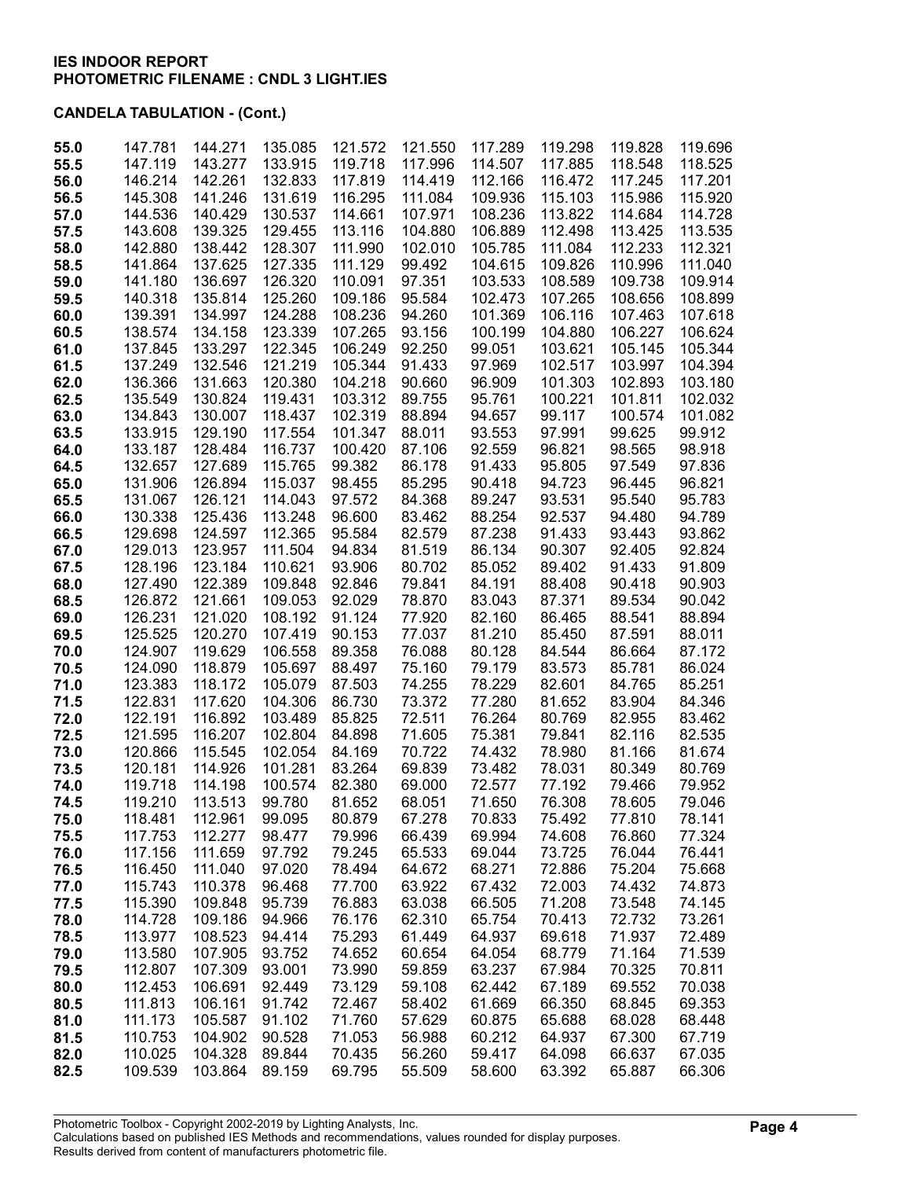**IES INDOOR REPORT**
**PHOTOMETRIC FILENAME : CNDL 3 LIGHT.IES**

**CANDELA TABULATION - (Cont.)**

| | | | | | | | | | |
|---|---|---|---|---|---|---|---|---|---|
| **55.0** | 147.781 | 144.271 | 135.085 | 121.572 | 121.550 | 117.289 | 119.298 | 119.828 | 119.696 |
| **55.5** | 147.119 | 143.277 | 133.915 | 119.718 | 117.996 | 114.507 | 117.885 | 118.548 | 118.525 |
| **56.0** | 146.214 | 142.261 | 132.833 | 117.819 | 114.419 | 112.166 | 116.472 | 117.245 | 117.201 |
| **56.5** | 145.308 | 141.246 | 131.619 | 116.295 | 111.084 | 109.936 | 115.103 | 115.986 | 115.920 |
| **57.0** | 144.536 | 140.429 | 130.537 | 114.661 | 107.971 | 108.236 | 113.822 | 114.684 | 114.728 |
| **57.5** | 143.608 | 139.325 | 129.455 | 113.116 | 104.880 | 106.889 | 112.498 | 113.425 | 113.535 |
| **58.0** | 142.880 | 138.442 | 128.307 | 111.990 | 102.010 | 105.785 | 111.084 | 112.233 | 112.321 |
| **58.5** | 141.864 | 137.625 | 127.335 | 111.129 | 99.492 | 104.615 | 109.826 | 110.996 | 111.040 |
| **59.0** | 141.180 | 136.697 | 126.320 | 110.091 | 97.351 | 103.533 | 108.589 | 109.738 | 109.914 |
| **59.5** | 140.318 | 135.814 | 125.260 | 109.186 | 95.584 | 102.473 | 107.265 | 108.656 | 108.899 |
| **60.0** | 139.391 | 134.997 | 124.288 | 108.236 | 94.260 | 101.369 | 106.116 | 107.463 | 107.618 |
| **60.5** | 138.574 | 134.158 | 123.339 | 107.265 | 93.156 | 100.199 | 104.880 | 106.227 | 106.624 |
| **61.0** | 137.845 | 133.297 | 122.345 | 106.249 | 92.250 | 99.051 | 103.621 | 105.145 | 105.344 |
| **61.5** | 137.249 | 132.546 | 121.219 | 105.344 | 91.433 | 97.969 | 102.517 | 103.997 | 104.394 |
| **62.0** | 136.366 | 131.663 | 120.380 | 104.218 | 90.660 | 96.909 | 101.303 | 102.893 | 103.180 |
| **62.5** | 135.549 | 130.824 | 119.431 | 103.312 | 89.755 | 95.761 | 100.221 | 101.811 | 102.032 |
| **63.0** | 134.843 | 130.007 | 118.437 | 102.319 | 88.894 | 94.657 | 99.117 | 100.574 | 101.082 |
| **63.5** | 133.915 | 129.190 | 117.554 | 101.347 | 88.011 | 93.553 | 97.991 | 99.625 | 99.912 |
| **64.0** | 133.187 | 128.484 | 116.737 | 100.420 | 87.106 | 92.559 | 96.821 | 98.565 | 98.918 |
| **64.5** | 132.657 | 127.689 | 115.765 | 99.382 | 86.178 | 91.433 | 95.805 | 97.549 | 97.836 |
| **65.0** | 131.906 | 126.894 | 115.037 | 98.455 | 85.295 | 90.418 | 94.723 | 96.445 | 96.821 |
| **65.5** | 131.067 | 126.121 | 114.043 | 97.572 | 84.368 | 89.247 | 93.531 | 95.540 | 95.783 |
| **66.0** | 130.338 | 125.436 | 113.248 | 96.600 | 83.462 | 88.254 | 92.537 | 94.480 | 94.789 |
| **66.5** | 129.698 | 124.597 | 112.365 | 95.584 | 82.579 | 87.238 | 91.433 | 93.443 | 93.862 |
| **67.0** | 129.013 | 123.957 | 111.504 | 94.834 | 81.519 | 86.134 | 90.307 | 92.405 | 92.824 |
| **67.5** | 128.196 | 123.184 | 110.621 | 93.906 | 80.702 | 85.052 | 89.402 | 91.433 | 91.809 |
| **68.0** | 127.490 | 122.389 | 109.848 | 92.846 | 79.841 | 84.191 | 88.408 | 90.418 | 90.903 |
| **68.5** | 126.872 | 121.661 | 109.053 | 92.029 | 78.870 | 83.043 | 87.371 | 89.534 | 90.042 |
| **69.0** | 126.231 | 121.020 | 108.192 | 91.124 | 77.920 | 82.160 | 86.465 | 88.541 | 88.894 |
| **69.5** | 125.525 | 120.270 | 107.419 | 90.153 | 77.037 | 81.210 | 85.450 | 87.591 | 88.011 |
| **70.0** | 124.907 | 119.629 | 106.558 | 89.358 | 76.088 | 80.128 | 84.544 | 86.664 | 87.172 |
| **70.5** | 124.090 | 118.879 | 105.697 | 88.497 | 75.160 | 79.179 | 83.573 | 85.781 | 86.024 |
| **71.0** | 123.383 | 118.172 | 105.079 | 87.503 | 74.255 | 78.229 | 82.601 | 84.765 | 85.251 |
| **71.5** | 122.831 | 117.620 | 104.306 | 86.730 | 73.372 | 77.280 | 81.652 | 83.904 | 84.346 |
| **72.0** | 122.191 | 116.892 | 103.489 | 85.825 | 72.511 | 76.264 | 80.769 | 82.955 | 83.462 |
| **72.5** | 121.595 | 116.207 | 102.804 | 84.898 | 71.605 | 75.381 | 79.841 | 82.116 | 82.535 |
| **73.0** | 120.866 | 115.545 | 102.054 | 84.169 | 70.722 | 74.432 | 78.980 | 81.166 | 81.674 |
| **73.5** | 120.181 | 114.926 | 101.281 | 83.264 | 69.839 | 73.482 | 78.031 | 80.349 | 80.769 |
| **74.0** | 119.718 | 114.198 | 100.574 | 82.380 | 69.000 | 72.577 | 77.192 | 79.466 | 79.952 |
| **74.5** | 119.210 | 113.513 | 99.780 | 81.652 | 68.051 | 71.650 | 76.308 | 78.605 | 79.046 |
| **75.0** | 118.481 | 112.961 | 99.095 | 80.879 | 67.278 | 70.833 | 75.492 | 77.810 | 78.141 |
| **75.5** | 117.753 | 112.277 | 98.477 | 79.996 | 66.439 | 69.994 | 74.608 | 76.860 | 77.324 |
| **76.0** | 117.156 | 111.659 | 97.792 | 79.245 | 65.533 | 69.044 | 73.725 | 76.044 | 76.441 |
| **76.5** | 116.450 | 111.040 | 97.020 | 78.494 | 64.672 | 68.271 | 72.886 | 75.204 | 75.668 |
| **77.0** | 115.743 | 110.378 | 96.468 | 77.700 | 63.922 | 67.432 | 72.003 | 74.432 | 74.873 |
| **77.5** | 115.390 | 109.848 | 95.739 | 76.883 | 63.038 | 66.505 | 71.208 | 73.548 | 74.145 |
| **78.0** | 114.728 | 109.186 | 94.966 | 76.176 | 62.310 | 65.754 | 70.413 | 72.732 | 73.261 |
| **78.5** | 113.977 | 108.523 | 94.414 | 75.293 | 61.449 | 64.937 | 69.618 | 71.937 | 72.489 |
| **79.0** | 113.580 | 107.905 | 93.752 | 74.652 | 60.654 | 64.054 | 68.779 | 71.164 | 71.539 |
| **79.5** | 112.807 | 107.309 | 93.001 | 73.990 | 59.859 | 63.237 | 67.984 | 70.325 | 70.811 |
| **80.0** | 112.453 | 106.691 | 92.449 | 73.129 | 59.108 | 62.442 | 67.189 | 69.552 | 70.038 |
| **80.5** | 111.813 | 106.161 | 91.742 | 72.467 | 58.402 | 61.669 | 66.350 | 68.845 | 69.353 |
| **81.0** | 111.173 | 105.587 | 91.102 | 71.760 | 57.629 | 60.875 | 65.688 | 68.028 | 68.448 |
| **81.5** | 110.753 | 104.902 | 90.528 | 71.053 | 56.988 | 60.212 | 64.937 | 67.300 | 67.719 |
| **82.0** | 110.025 | 104.328 | 89.844 | 70.435 | 56.260 | 59.417 | 64.098 | 66.637 | 67.035 |
| **82.5** | 109.539 | 103.864 | 89.159 | 69.795 | 55.509 | 58.600 | 63.392 | 65.887 | 66.306 |

Photometric Toolbox - Copyright 2002-2019 by Lighting Analysts, Inc.
Calculations based on published IES Methods and recommendations, values rounded for display purposes.
Results derived from content of manufacturers photometric file.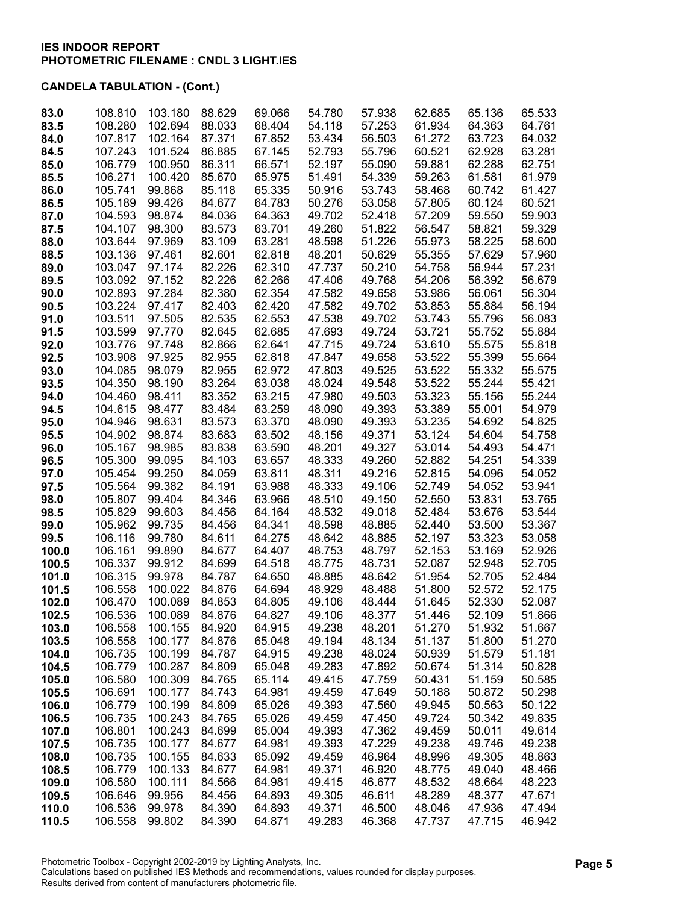**IES INDOOR REPORT**
**PHOTOMETRIC FILENAME : CNDL 3 LIGHT.IES**

**CANDELA TABULATION - (Cont.)**

| | | | | | | | | | |
|---|---|---|---|---|---|---|---|---|---|
| **83.0** | 108.810 | 103.180 | 88.629 | 69.066 | 54.780 | 57.938 | 62.685 | 65.136 | 65.533 |
| **83.5** | 108.280 | 102.694 | 88.033 | 68.404 | 54.118 | 57.253 | 61.934 | 64.363 | 64.761 |
| **84.0** | 107.817 | 102.164 | 87.371 | 67.852 | 53.434 | 56.503 | 61.272 | 63.723 | 64.032 |
| **84.5** | 107.243 | 101.524 | 86.885 | 67.145 | 52.793 | 55.796 | 60.521 | 62.928 | 63.281 |
| **85.0** | 106.779 | 100.950 | 86.311 | 66.571 | 52.197 | 55.090 | 59.881 | 62.288 | 62.751 |
| **85.5** | 106.271 | 100.420 | 85.670 | 65.975 | 51.491 | 54.339 | 59.263 | 61.581 | 61.979 |
| **86.0** | 105.741 | 99.868 | 85.118 | 65.335 | 50.916 | 53.743 | 58.468 | 60.742 | 61.427 |
| **86.5** | 105.189 | 99.426 | 84.677 | 64.783 | 50.276 | 53.058 | 57.805 | 60.124 | 60.521 |
| **87.0** | 104.593 | 98.874 | 84.036 | 64.363 | 49.702 | 52.418 | 57.209 | 59.550 | 59.903 |
| **87.5** | 104.107 | 98.300 | 83.573 | 63.701 | 49.260 | 51.822 | 56.547 | 58.821 | 59.329 |
| **88.0** | 103.644 | 97.969 | 83.109 | 63.281 | 48.598 | 51.226 | 55.973 | 58.225 | 58.600 |
| **88.5** | 103.136 | 97.461 | 82.601 | 62.818 | 48.201 | 50.629 | 55.355 | 57.629 | 57.960 |
| **89.0** | 103.047 | 97.174 | 82.226 | 62.310 | 47.737 | 50.210 | 54.758 | 56.944 | 57.231 |
| **89.5** | 103.092 | 97.152 | 82.226 | 62.266 | 47.406 | 49.768 | 54.206 | 56.392 | 56.679 |
| **90.0** | 102.893 | 97.284 | 82.380 | 62.354 | 47.582 | 49.658 | 53.986 | 56.061 | 56.304 |
| **90.5** | 103.224 | 97.417 | 82.403 | 62.420 | 47.582 | 49.702 | 53.853 | 55.884 | 56.194 |
| **91.0** | 103.511 | 97.505 | 82.535 | 62.553 | 47.538 | 49.702 | 53.743 | 55.796 | 56.083 |
| **91.5** | 103.599 | 97.770 | 82.645 | 62.685 | 47.693 | 49.724 | 53.721 | 55.752 | 55.884 |
| **92.0** | 103.776 | 97.748 | 82.866 | 62.641 | 47.715 | 49.724 | 53.610 | 55.575 | 55.818 |
| **92.5** | 103.908 | 97.925 | 82.955 | 62.818 | 47.847 | 49.658 | 53.522 | 55.399 | 55.664 |
| **93.0** | 104.085 | 98.079 | 82.955 | 62.972 | 47.803 | 49.525 | 53.522 | 55.332 | 55.575 |
| **93.5** | 104.350 | 98.190 | 83.264 | 63.038 | 48.024 | 49.548 | 53.522 | 55.244 | 55.421 |
| **94.0** | 104.460 | 98.411 | 83.352 | 63.215 | 47.980 | 49.503 | 53.323 | 55.156 | 55.244 |
| **94.5** | 104.615 | 98.477 | 83.484 | 63.259 | 48.090 | 49.393 | 53.389 | 55.001 | 54.979 |
| **95.0** | 104.946 | 98.631 | 83.573 | 63.370 | 48.090 | 49.393 | 53.235 | 54.692 | 54.825 |
| **95.5** | 104.902 | 98.874 | 83.683 | 63.502 | 48.156 | 49.371 | 53.124 | 54.604 | 54.758 |
| **96.0** | 105.167 | 98.985 | 83.838 | 63.590 | 48.201 | 49.327 | 53.014 | 54.493 | 54.471 |
| **96.5** | 105.300 | 99.095 | 84.103 | 63.657 | 48.333 | 49.260 | 52.882 | 54.251 | 54.339 |
| **97.0** | 105.454 | 99.250 | 84.059 | 63.811 | 48.311 | 49.216 | 52.815 | 54.096 | 54.052 |
| **97.5** | 105.564 | 99.382 | 84.191 | 63.988 | 48.333 | 49.106 | 52.749 | 54.052 | 53.941 |
| **98.0** | 105.807 | 99.404 | 84.346 | 63.966 | 48.510 | 49.150 | 52.550 | 53.831 | 53.765 |
| **98.5** | 105.829 | 99.603 | 84.456 | 64.164 | 48.532 | 49.018 | 52.484 | 53.676 | 53.544 |
| **99.0** | 105.962 | 99.735 | 84.456 | 64.341 | 48.598 | 48.885 | 52.440 | 53.500 | 53.367 |
| **99.5** | 106.116 | 99.780 | 84.611 | 64.275 | 48.642 | 48.885 | 52.197 | 53.323 | 53.058 |
| **100.0** | 106.161 | 99.890 | 84.677 | 64.407 | 48.753 | 48.797 | 52.153 | 53.169 | 52.926 |
| **100.5** | 106.337 | 99.912 | 84.699 | 64.518 | 48.775 | 48.731 | 52.087 | 52.948 | 52.705 |
| **101.0** | 106.315 | 99.978 | 84.787 | 64.650 | 48.885 | 48.642 | 51.954 | 52.705 | 52.484 |
| **101.5** | 106.558 | 100.022 | 84.876 | 64.694 | 48.929 | 48.488 | 51.800 | 52.572 | 52.175 |
| **102.0** | 106.470 | 100.089 | 84.853 | 64.805 | 49.106 | 48.444 | 51.645 | 52.330 | 52.087 |
| **102.5** | 106.536 | 100.089 | 84.876 | 64.827 | 49.106 | 48.377 | 51.446 | 52.109 | 51.866 |
| **103.0** | 106.558 | 100.155 | 84.920 | 64.915 | 49.238 | 48.201 | 51.270 | 51.932 | 51.667 |
| **103.5** | 106.558 | 100.177 | 84.876 | 65.048 | 49.194 | 48.134 | 51.137 | 51.800 | 51.270 |
| **104.0** | 106.735 | 100.199 | 84.787 | 64.915 | 49.238 | 48.024 | 50.939 | 51.579 | 51.181 |
| **104.5** | 106.779 | 100.287 | 84.809 | 65.048 | 49.283 | 47.892 | 50.674 | 51.314 | 50.828 |
| **105.0** | 106.580 | 100.309 | 84.765 | 65.114 | 49.415 | 47.759 | 50.431 | 51.159 | 50.585 |
| **105.5** | 106.691 | 100.177 | 84.743 | 64.981 | 49.459 | 47.649 | 50.188 | 50.872 | 50.298 |
| **106.0** | 106.779 | 100.199 | 84.809 | 65.026 | 49.393 | 47.560 | 49.945 | 50.563 | 50.122 |
| **106.5** | 106.735 | 100.243 | 84.765 | 65.026 | 49.459 | 47.450 | 49.724 | 50.342 | 49.835 |
| **107.0** | 106.801 | 100.243 | 84.699 | 65.004 | 49.393 | 47.362 | 49.459 | 50.011 | 49.614 |
| **107.5** | 106.735 | 100.177 | 84.677 | 64.981 | 49.393 | 47.229 | 49.238 | 49.746 | 49.238 |
| **108.0** | 106.735 | 100.155 | 84.633 | 65.092 | 49.459 | 46.964 | 48.996 | 49.305 | 48.863 |
| **108.5** | 106.779 | 100.133 | 84.677 | 64.981 | 49.371 | 46.920 | 48.775 | 49.040 | 48.466 |
| **109.0** | 106.580 | 100.111 | 84.566 | 64.981 | 49.415 | 46.677 | 48.532 | 48.664 | 48.223 |
| **109.5** | 106.646 | 99.956 | 84.456 | 64.893 | 49.305 | 46.611 | 48.289 | 48.377 | 47.671 |
| **110.0** | 106.536 | 99.978 | 84.390 | 64.893 | 49.371 | 46.500 | 48.046 | 47.936 | 47.494 |
| **110.5** | 106.558 | 99.802 | 84.390 | 64.871 | 49.283 | 46.368 | 47.737 | 47.715 | 46.942 |

Photometric Toolbox - Copyright 2002-2019 by Lighting Analysts, Inc.
Calculations based on published IES Methods and recommendations, values rounded for display purposes.
Results derived from content of manufacturers photometric file.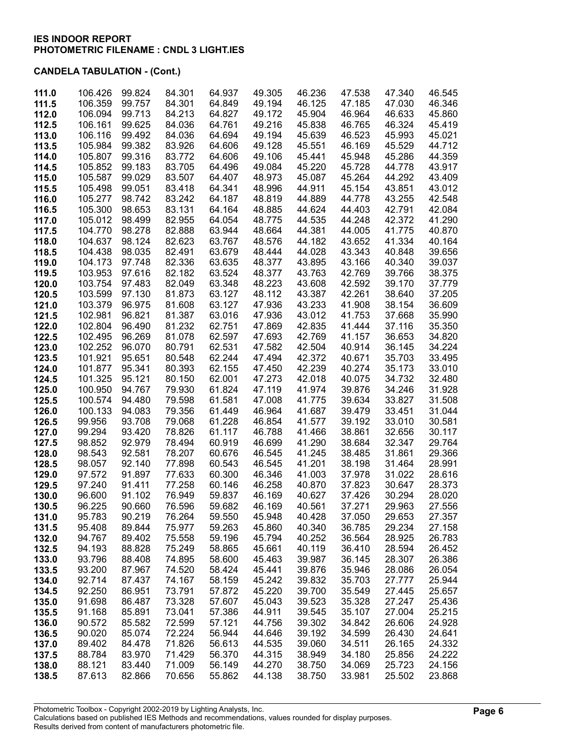**IES INDOOR REPORT**
**PHOTOMETRIC FILENAME : CNDL 3 LIGHT.IES**

**CANDELA TABULATION - (Cont.)**

| | | | | | | | | | |
|---|---|---|---|---|---|---|---|---|---|
| **111.0** | 106.426 | 99.824 | 84.301 | 64.937 | 49.305 | 46.236 | 47.538 | 47.340 | 46.545 |
| **111.5** | 106.359 | 99.757 | 84.301 | 64.849 | 49.194 | 46.125 | 47.185 | 47.030 | 46.346 |
| **112.0** | 106.094 | 99.713 | 84.213 | 64.827 | 49.172 | 45.904 | 46.964 | 46.633 | 45.860 |
| **112.5** | 106.161 | 99.625 | 84.036 | 64.761 | 49.216 | 45.838 | 46.765 | 46.324 | 45.419 |
| **113.0** | 106.116 | 99.492 | 84.036 | 64.694 | 49.194 | 45.639 | 46.523 | 45.993 | 45.021 |
| **113.5** | 105.984 | 99.382 | 83.926 | 64.606 | 49.128 | 45.551 | 46.169 | 45.529 | 44.712 |
| **114.0** | 105.807 | 99.316 | 83.772 | 64.606 | 49.106 | 45.441 | 45.948 | 45.286 | 44.359 |
| **114.5** | 105.852 | 99.183 | 83.705 | 64.496 | 49.084 | 45.220 | 45.728 | 44.778 | 43.917 |
| **115.0** | 105.587 | 99.029 | 83.507 | 64.407 | 48.973 | 45.087 | 45.264 | 44.292 | 43.409 |
| **115.5** | 105.498 | 99.051 | 83.418 | 64.341 | 48.996 | 44.911 | 45.154 | 43.851 | 43.012 |
| **116.0** | 105.277 | 98.742 | 83.242 | 64.187 | 48.819 | 44.889 | 44.778 | 43.255 | 42.548 |
| **116.5** | 105.300 | 98.653 | 83.131 | 64.164 | 48.885 | 44.624 | 44.403 | 42.791 | 42.084 |
| **117.0** | 105.012 | 98.499 | 82.955 | 64.054 | 48.775 | 44.535 | 44.248 | 42.372 | 41.290 |
| **117.5** | 104.770 | 98.278 | 82.888 | 63.944 | 48.664 | 44.381 | 44.005 | 41.775 | 40.870 |
| **118.0** | 104.637 | 98.124 | 82.623 | 63.767 | 48.576 | 44.182 | 43.652 | 41.334 | 40.164 |
| **118.5** | 104.438 | 98.035 | 82.491 | 63.679 | 48.444 | 44.028 | 43.343 | 40.848 | 39.656 |
| **119.0** | 104.173 | 97.748 | 82.336 | 63.635 | 48.377 | 43.895 | 43.166 | 40.340 | 39.037 |
| **119.5** | 103.953 | 97.616 | 82.182 | 63.524 | 48.377 | 43.763 | 42.769 | 39.766 | 38.375 |
| **120.0** | 103.754 | 97.483 | 82.049 | 63.348 | 48.223 | 43.608 | 42.592 | 39.170 | 37.779 |
| **120.5** | 103.599 | 97.130 | 81.873 | 63.127 | 48.112 | 43.387 | 42.261 | 38.640 | 37.205 |
| **121.0** | 103.379 | 96.975 | 81.608 | 63.127 | 47.936 | 43.233 | 41.908 | 38.154 | 36.609 |
| **121.5** | 102.981 | 96.821 | 81.387 | 63.016 | 47.936 | 43.012 | 41.753 | 37.668 | 35.990 |
| **122.0** | 102.804 | 96.490 | 81.232 | 62.751 | 47.869 | 42.835 | 41.444 | 37.116 | 35.350 |
| **122.5** | 102.495 | 96.269 | 81.078 | 62.597 | 47.693 | 42.769 | 41.157 | 36.653 | 34.820 |
| **123.0** | 102.252 | 96.070 | 80.791 | 62.531 | 47.582 | 42.504 | 40.914 | 36.145 | 34.224 |
| **123.5** | 101.921 | 95.651 | 80.548 | 62.244 | 47.494 | 42.372 | 40.671 | 35.703 | 33.495 |
| **124.0** | 101.877 | 95.341 | 80.393 | 62.155 | 47.450 | 42.239 | 40.274 | 35.173 | 33.010 |
| **124.5** | 101.325 | 95.121 | 80.150 | 62.001 | 47.273 | 42.018 | 40.075 | 34.732 | 32.480 |
| **125.0** | 100.950 | 94.767 | 79.930 | 61.824 | 47.119 | 41.974 | 39.876 | 34.246 | 31.928 |
| **125.5** | 100.574 | 94.480 | 79.598 | 61.581 | 47.008 | 41.775 | 39.634 | 33.827 | 31.508 |
| **126.0** | 100.133 | 94.083 | 79.356 | 61.449 | 46.964 | 41.687 | 39.479 | 33.451 | 31.044 |
| **126.5** | 99.956 | 93.708 | 79.068 | 61.228 | 46.854 | 41.577 | 39.192 | 33.010 | 30.581 |
| **127.0** | 99.294 | 93.420 | 78.826 | 61.117 | 46.788 | 41.466 | 38.861 | 32.656 | 30.117 |
| **127.5** | 98.852 | 92.979 | 78.494 | 60.919 | 46.699 | 41.290 | 38.684 | 32.347 | 29.764 |
| **128.0** | 98.543 | 92.581 | 78.207 | 60.676 | 46.545 | 41.245 | 38.485 | 31.861 | 29.366 |
| **128.5** | 98.057 | 92.140 | 77.898 | 60.543 | 46.545 | 41.201 | 38.198 | 31.464 | 28.991 |
| **129.0** | 97.572 | 91.897 | 77.633 | 60.300 | 46.346 | 41.003 | 37.978 | 31.022 | 28.616 |
| **129.5** | 97.240 | 91.411 | 77.258 | 60.146 | 46.258 | 40.870 | 37.823 | 30.647 | 28.373 |
| **130.0** | 96.600 | 91.102 | 76.949 | 59.837 | 46.169 | 40.627 | 37.426 | 30.294 | 28.020 |
| **130.5** | 96.225 | 90.660 | 76.596 | 59.682 | 46.169 | 40.561 | 37.271 | 29.963 | 27.556 |
| **131.0** | 95.783 | 90.219 | 76.264 | 59.550 | 45.948 | 40.428 | 37.050 | 29.653 | 27.357 |
| **131.5** | 95.408 | 89.844 | 75.977 | 59.263 | 45.860 | 40.340 | 36.785 | 29.234 | 27.158 |
| **132.0** | 94.767 | 89.402 | 75.558 | 59.196 | 45.794 | 40.252 | 36.564 | 28.925 | 26.783 |
| **132.5** | 94.193 | 88.828 | 75.249 | 58.865 | 45.661 | 40.119 | 36.410 | 28.594 | 26.452 |
| **133.0** | 93.796 | 88.408 | 74.895 | 58.600 | 45.463 | 39.987 | 36.145 | 28.307 | 26.386 |
| **133.5** | 93.200 | 87.967 | 74.520 | 58.424 | 45.441 | 39.876 | 35.946 | 28.086 | 26.054 |
| **134.0** | 92.714 | 87.437 | 74.167 | 58.159 | 45.242 | 39.832 | 35.703 | 27.777 | 25.944 |
| **134.5** | 92.250 | 86.951 | 73.791 | 57.872 | 45.220 | 39.700 | 35.549 | 27.445 | 25.657 |
| **135.0** | 91.698 | 86.487 | 73.328 | 57.607 | 45.043 | 39.523 | 35.328 | 27.247 | 25.436 |
| **135.5** | 91.168 | 85.891 | 73.041 | 57.386 | 44.911 | 39.545 | 35.107 | 27.004 | 25.215 |
| **136.0** | 90.572 | 85.582 | 72.599 | 57.121 | 44.756 | 39.302 | 34.842 | 26.606 | 24.928 |
| **136.5** | 90.020 | 85.074 | 72.224 | 56.944 | 44.646 | 39.192 | 34.599 | 26.430 | 24.641 |
| **137.0** | 89.402 | 84.478 | 71.826 | 56.613 | 44.535 | 39.060 | 34.511 | 26.165 | 24.332 |
| **137.5** | 88.784 | 83.970 | 71.429 | 56.370 | 44.315 | 38.949 | 34.180 | 25.856 | 24.222 |
| **138.0** | 88.121 | 83.440 | 71.009 | 56.149 | 44.270 | 38.750 | 34.069 | 25.723 | 24.156 |
| **138.5** | 87.613 | 82.866 | 70.656 | 55.862 | 44.138 | 38.750 | 33.981 | 25.502 | 23.868 |

Photometric Toolbox - Copyright 2002-2019 by Lighting Analysts, Inc.
Calculations based on published IES Methods and recommendations, values rounded for display purposes.
Results derived from content of manufacturers photometric file.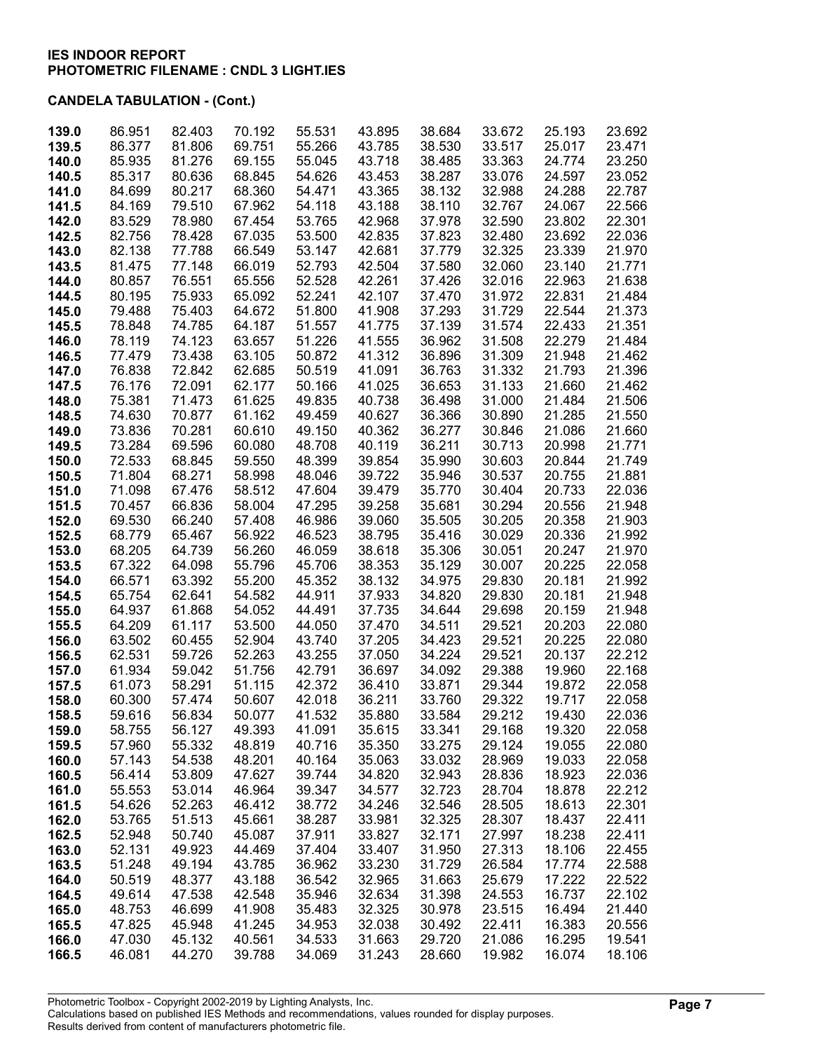**IES INDOOR REPORT**
**PHOTOMETRIC FILENAME : CNDL 3 LIGHT.IES**

**CANDELA TABULATION - (Cont.)**

| | | | | | | | | | |
|---|---|---|---|---|---|---|---|---|---|
| **139.0** | 86.951 | 82.403 | 70.192 | 55.531 | 43.895 | 38.684 | 33.672 | 25.193 | 23.692 |
| **139.5** | 86.377 | 81.806 | 69.751 | 55.266 | 43.785 | 38.530 | 33.517 | 25.017 | 23.471 |
| **140.0** | 85.935 | 81.276 | 69.155 | 55.045 | 43.718 | 38.485 | 33.363 | 24.774 | 23.250 |
| **140.5** | 85.317 | 80.636 | 68.845 | 54.626 | 43.453 | 38.287 | 33.076 | 24.597 | 23.052 |
| **141.0** | 84.699 | 80.217 | 68.360 | 54.471 | 43.365 | 38.132 | 32.988 | 24.288 | 22.787 |
| **141.5** | 84.169 | 79.510 | 67.962 | 54.118 | 43.188 | 38.110 | 32.767 | 24.067 | 22.566 |
| **142.0** | 83.529 | 78.980 | 67.454 | 53.765 | 42.968 | 37.978 | 32.590 | 23.802 | 22.301 |
| **142.5** | 82.756 | 78.428 | 67.035 | 53.500 | 42.835 | 37.823 | 32.480 | 23.692 | 22.036 |
| **143.0** | 82.138 | 77.788 | 66.549 | 53.147 | 42.681 | 37.779 | 32.325 | 23.339 | 21.970 |
| **143.5** | 81.475 | 77.148 | 66.019 | 52.793 | 42.504 | 37.580 | 32.060 | 23.140 | 21.771 |
| **144.0** | 80.857 | 76.551 | 65.556 | 52.528 | 42.261 | 37.426 | 32.016 | 22.963 | 21.638 |
| **144.5** | 80.195 | 75.933 | 65.092 | 52.241 | 42.107 | 37.470 | 31.972 | 22.831 | 21.484 |
| **145.0** | 79.488 | 75.403 | 64.672 | 51.800 | 41.908 | 37.293 | 31.729 | 22.544 | 21.373 |
| **145.5** | 78.848 | 74.785 | 64.187 | 51.557 | 41.775 | 37.139 | 31.574 | 22.433 | 21.351 |
| **146.0** | 78.119 | 74.123 | 63.657 | 51.226 | 41.555 | 36.962 | 31.508 | 22.279 | 21.484 |
| **146.5** | 77.479 | 73.438 | 63.105 | 50.872 | 41.312 | 36.896 | 31.309 | 21.948 | 21.462 |
| **147.0** | 76.838 | 72.842 | 62.685 | 50.519 | 41.091 | 36.763 | 31.332 | 21.793 | 21.396 |
| **147.5** | 76.176 | 72.091 | 62.177 | 50.166 | 41.025 | 36.653 | 31.133 | 21.660 | 21.462 |
| **148.0** | 75.381 | 71.473 | 61.625 | 49.835 | 40.738 | 36.498 | 31.000 | 21.484 | 21.506 |
| **148.5** | 74.630 | 70.877 | 61.162 | 49.459 | 40.627 | 36.366 | 30.890 | 21.285 | 21.550 |
| **149.0** | 73.836 | 70.281 | 60.610 | 49.150 | 40.362 | 36.277 | 30.846 | 21.086 | 21.660 |
| **149.5** | 73.284 | 69.596 | 60.080 | 48.708 | 40.119 | 36.211 | 30.713 | 20.998 | 21.771 |
| **150.0** | 72.533 | 68.845 | 59.550 | 48.399 | 39.854 | 35.990 | 30.603 | 20.844 | 21.749 |
| **150.5** | 71.804 | 68.271 | 58.998 | 48.046 | 39.722 | 35.946 | 30.537 | 20.755 | 21.881 |
| **151.0** | 71.098 | 67.476 | 58.512 | 47.604 | 39.479 | 35.770 | 30.404 | 20.733 | 22.036 |
| **151.5** | 70.457 | 66.836 | 58.004 | 47.295 | 39.258 | 35.681 | 30.294 | 20.556 | 21.948 |
| **152.0** | 69.530 | 66.240 | 57.408 | 46.986 | 39.060 | 35.505 | 30.205 | 20.358 | 21.903 |
| **152.5** | 68.779 | 65.467 | 56.922 | 46.523 | 38.795 | 35.416 | 30.029 | 20.336 | 21.992 |
| **153.0** | 68.205 | 64.739 | 56.260 | 46.059 | 38.618 | 35.306 | 30.051 | 20.247 | 21.970 |
| **153.5** | 67.322 | 64.098 | 55.796 | 45.706 | 38.353 | 35.129 | 30.007 | 20.225 | 22.058 |
| **154.0** | 66.571 | 63.392 | 55.200 | 45.352 | 38.132 | 34.975 | 29.830 | 20.181 | 21.992 |
| **154.5** | 65.754 | 62.641 | 54.582 | 44.911 | 37.933 | 34.820 | 29.830 | 20.181 | 21.948 |
| **155.0** | 64.937 | 61.868 | 54.052 | 44.491 | 37.735 | 34.644 | 29.698 | 20.159 | 21.948 |
| **155.5** | 64.209 | 61.117 | 53.500 | 44.050 | 37.470 | 34.511 | 29.521 | 20.203 | 22.080 |
| **156.0** | 63.502 | 60.455 | 52.904 | 43.740 | 37.205 | 34.423 | 29.521 | 20.225 | 22.080 |
| **156.5** | 62.531 | 59.726 | 52.263 | 43.255 | 37.050 | 34.224 | 29.521 | 20.137 | 22.212 |
| **157.0** | 61.934 | 59.042 | 51.756 | 42.791 | 36.697 | 34.092 | 29.388 | 19.960 | 22.168 |
| **157.5** | 61.073 | 58.291 | 51.115 | 42.372 | 36.410 | 33.871 | 29.344 | 19.872 | 22.058 |
| **158.0** | 60.300 | 57.474 | 50.607 | 42.018 | 36.211 | 33.760 | 29.322 | 19.717 | 22.058 |
| **158.5** | 59.616 | 56.834 | 50.077 | 41.532 | 35.880 | 33.584 | 29.212 | 19.430 | 22.036 |
| **159.0** | 58.755 | 56.127 | 49.393 | 41.091 | 35.615 | 33.341 | 29.168 | 19.320 | 22.058 |
| **159.5** | 57.960 | 55.332 | 48.819 | 40.716 | 35.350 | 33.275 | 29.124 | 19.055 | 22.080 |
| **160.0** | 57.143 | 54.538 | 48.201 | 40.164 | 35.063 | 33.032 | 28.969 | 19.033 | 22.058 |
| **160.5** | 56.414 | 53.809 | 47.627 | 39.744 | 34.820 | 32.943 | 28.836 | 18.923 | 22.036 |
| **161.0** | 55.553 | 53.014 | 46.964 | 39.347 | 34.577 | 32.723 | 28.704 | 18.878 | 22.212 |
| **161.5** | 54.626 | 52.263 | 46.412 | 38.772 | 34.246 | 32.546 | 28.505 | 18.613 | 22.301 |
| **162.0** | 53.765 | 51.513 | 45.661 | 38.287 | 33.981 | 32.325 | 28.307 | 18.437 | 22.411 |
| **162.5** | 52.948 | 50.740 | 45.087 | 37.911 | 33.827 | 32.171 | 27.997 | 18.238 | 22.411 |
| **163.0** | 52.131 | 49.923 | 44.469 | 37.404 | 33.407 | 31.950 | 27.313 | 18.106 | 22.455 |
| **163.5** | 51.248 | 49.194 | 43.785 | 36.962 | 33.230 | 31.729 | 26.584 | 17.774 | 22.588 |
| **164.0** | 50.519 | 48.377 | 43.188 | 36.542 | 32.965 | 31.663 | 25.679 | 17.222 | 22.522 |
| **164.5** | 49.614 | 47.538 | 42.548 | 35.946 | 32.634 | 31.398 | 24.553 | 16.737 | 22.102 |
| **165.0** | 48.753 | 46.699 | 41.908 | 35.483 | 32.325 | 30.978 | 23.515 | 16.494 | 21.440 |
| **165.5** | 47.825 | 45.948 | 41.245 | 34.953 | 32.038 | 30.492 | 22.411 | 16.383 | 20.556 |
| **166.0** | 47.030 | 45.132 | 40.561 | 34.533 | 31.663 | 29.720 | 21.086 | 16.295 | 19.541 |
| **166.5** | 46.081 | 44.270 | 39.788 | 34.069 | 31.243 | 28.660 | 19.982 | 16.074 | 18.106 |

Photometric Toolbox - Copyright 2002-2019 by Lighting Analysts, Inc.
Calculations based on published IES Methods and recommendations, values rounded for display purposes.
Results derived from content of manufacturers photometric file.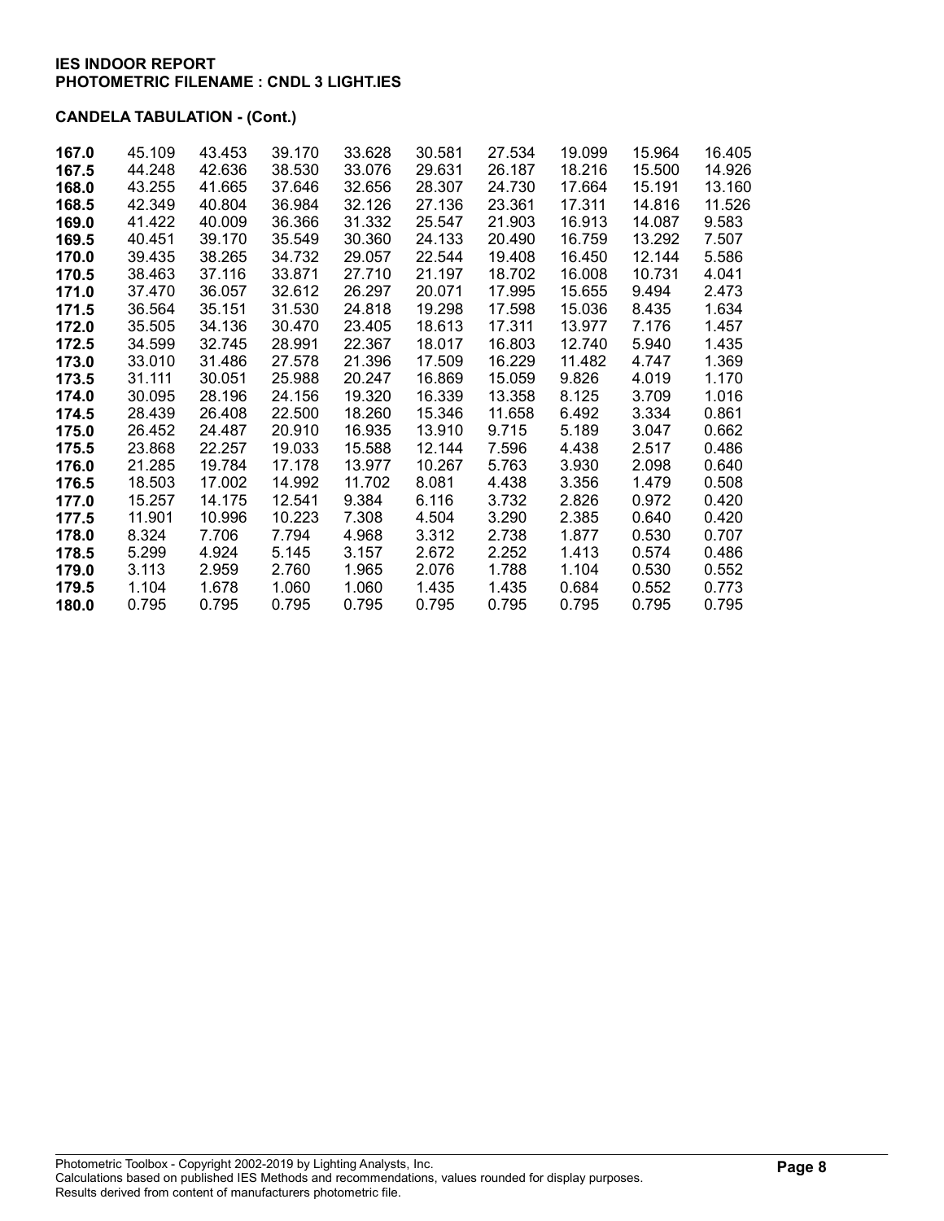**IES INDOOR REPORT**
**PHOTOMETRIC FILENAME : CNDL 3 LIGHT.IES**

**CANDELA TABULATION - (Cont.)**

| | | | | | | | | | |
|---|---|---|---|---|---|---|---|---|---|
| **167.0** | 45.109 | 43.453 | 39.170 | 33.628 | 30.581 | 27.534 | 19.099 | 15.964 | 16.405 |
| **167.5** | 44.248 | 42.636 | 38.530 | 33.076 | 29.631 | 26.187 | 18.216 | 15.500 | 14.926 |
| **168.0** | 43.255 | 41.665 | 37.646 | 32.656 | 28.307 | 24.730 | 17.664 | 15.191 | 13.160 |
| **168.5** | 42.349 | 40.804 | 36.984 | 32.126 | 27.136 | 23.361 | 17.311 | 14.816 | 11.526 |
| **169.0** | 41.422 | 40.009 | 36.366 | 31.332 | 25.547 | 21.903 | 16.913 | 14.087 | 9.583 |
| **169.5** | 40.451 | 39.170 | 35.549 | 30.360 | 24.133 | 20.490 | 16.759 | 13.292 | 7.507 |
| **170.0** | 39.435 | 38.265 | 34.732 | 29.057 | 22.544 | 19.408 | 16.450 | 12.144 | 5.586 |
| **170.5** | 38.463 | 37.116 | 33.871 | 27.710 | 21.197 | 18.702 | 16.008 | 10.731 | 4.041 |
| **171.0** | 37.470 | 36.057 | 32.612 | 26.297 | 20.071 | 17.995 | 15.655 | 9.494 | 2.473 |
| **171.5** | 36.564 | 35.151 | 31.530 | 24.818 | 19.298 | 17.598 | 15.036 | 8.435 | 1.634 |
| **172.0** | 35.505 | 34.136 | 30.470 | 23.405 | 18.613 | 17.311 | 13.977 | 7.176 | 1.457 |
| **172.5** | 34.599 | 32.745 | 28.991 | 22.367 | 18.017 | 16.803 | 12.740 | 5.940 | 1.435 |
| **173.0** | 33.010 | 31.486 | 27.578 | 21.396 | 17.509 | 16.229 | 11.482 | 4.747 | 1.369 |
| **173.5** | 31.111 | 30.051 | 25.988 | 20.247 | 16.869 | 15.059 | 9.826 | 4.019 | 1.170 |
| **174.0** | 30.095 | 28.196 | 24.156 | 19.320 | 16.339 | 13.358 | 8.125 | 3.709 | 1.016 |
| **174.5** | 28.439 | 26.408 | 22.500 | 18.260 | 15.346 | 11.658 | 6.492 | 3.334 | 0.861 |
| **175.0** | 26.452 | 24.487 | 20.910 | 16.935 | 13.910 | 9.715 | 5.189 | 3.047 | 0.662 |
| **175.5** | 23.868 | 22.257 | 19.033 | 15.588 | 12.144 | 7.596 | 4.438 | 2.517 | 0.486 |
| **176.0** | 21.285 | 19.784 | 17.178 | 13.977 | 10.267 | 5.763 | 3.930 | 2.098 | 0.640 |
| **176.5** | 18.503 | 17.002 | 14.992 | 11.702 | 8.081 | 4.438 | 3.356 | 1.479 | 0.508 |
| **177.0** | 15.257 | 14.175 | 12.541 | 9.384 | 6.116 | 3.732 | 2.826 | 0.972 | 0.420 |
| **177.5** | 11.901 | 10.996 | 10.223 | 7.308 | 4.504 | 3.290 | 2.385 | 0.640 | 0.420 |
| **178.0** | 8.324 | 7.706 | 7.794 | 4.968 | 3.312 | 2.738 | 1.877 | 0.530 | 0.707 |
| **178.5** | 5.299 | 4.924 | 5.145 | 3.157 | 2.672 | 2.252 | 1.413 | 0.574 | 0.486 |
| **179.0** | 3.113 | 2.959 | 2.760 | 1.965 | 2.076 | 1.788 | 1.104 | 0.530 | 0.552 |
| **179.5** | 1.104 | 1.678 | 1.060 | 1.060 | 1.435 | 1.435 | 0.684 | 0.552 | 0.773 |
| **180.0** | 0.795 | 0.795 | 0.795 | 0.795 | 0.795 | 0.795 | 0.795 | 0.795 | 0.795 |

Photometric Toolbox - Copyright 2002-2019 by Lighting Analysts, Inc.
Calculations based on published IES Methods and recommendations, values rounded for display purposes.
Results derived from content of manufacturers photometric file.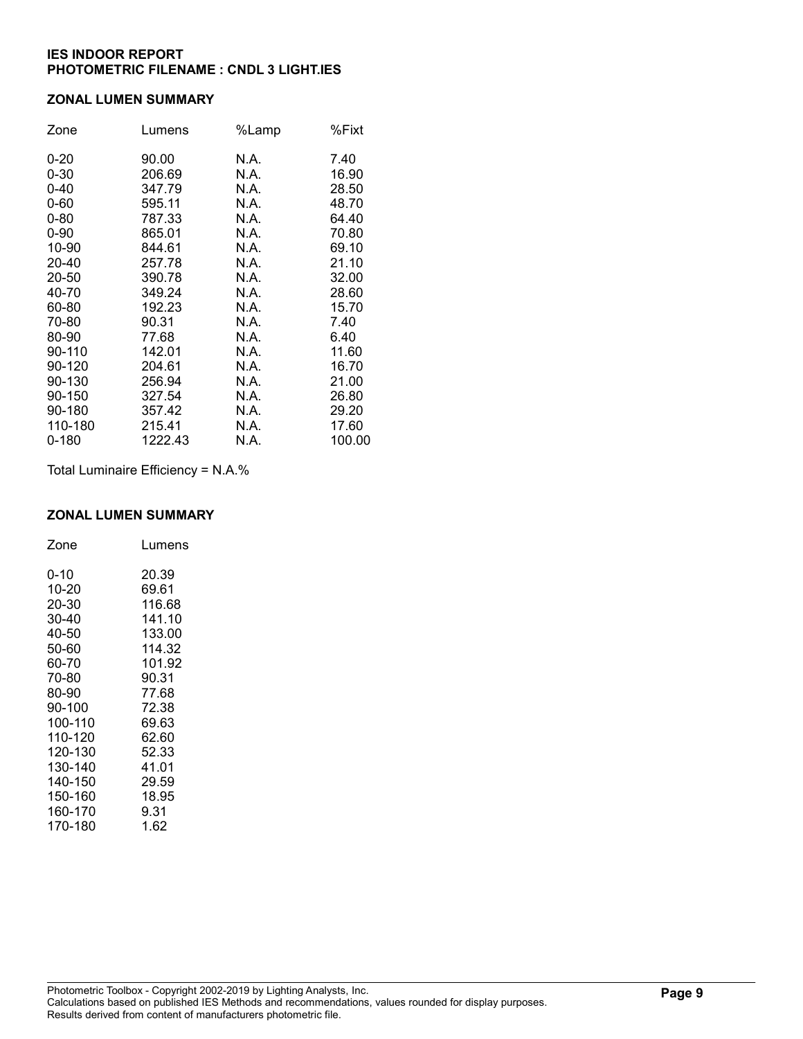**IES INDOOR REPORT**
**PHOTOMETRIC FILENAME : CNDL 3 LIGHT.IES**

## ZONAL LUMEN SUMMARY

| Zone | Lumens | %Lamp | %Fixt |
|---|---|---|---|
| 0-20 | 90.00 | N.A. | 7.40 |
| 0-30 | 206.69 | N.A. | 16.90 |
| 0-40 | 347.79 | N.A. | 28.50 |
| 0-60 | 595.11 | N.A. | 48.70 |
| 0-80 | 787.33 | N.A. | 64.40 |
| 0-90 | 865.01 | N.A. | 70.80 |
| 10-90 | 844.61 | N.A. | 69.10 |
| 20-40 | 257.78 | N.A. | 21.10 |
| 20-50 | 390.78 | N.A. | 32.00 |
| 40-70 | 349.24 | N.A. | 28.60 |
| 60-80 | 192.23 | N.A. | 15.70 |
| 70-80 | 90.31 | N.A. | 7.40 |
| 80-90 | 77.68 | N.A. | 6.40 |
| 90-110 | 142.01 | N.A. | 11.60 |
| 90-120 | 204.61 | N.A. | 16.70 |
| 90-130 | 256.94 | N.A. | 21.00 |
| 90-150 | 327.54 | N.A. | 26.80 |
| 90-180 | 357.42 | N.A. | 29.20 |
| 110-180 | 215.41 | N.A. | 17.60 |
| 0-180 | 1222.43 | N.A. | 100.00 |

Total Luminaire Efficiency = N.A.%

## ZONAL LUMEN SUMMARY

| Zone | Lumens |
|---|---|
| 0-10 | 20.39 |
| 10-20 | 69.61 |
| 20-30 | 116.68 |
| 30-40 | 141.10 |
| 40-50 | 133.00 |
| 50-60 | 114.32 |
| 60-70 | 101.92 |
| 70-80 | 90.31 |
| 80-90 | 77.68 |
| 90-100 | 72.38 |
| 100-110 | 69.63 |
| 110-120 | 62.60 |
| 120-130 | 52.33 |
| 130-140 | 41.01 |
| 140-150 | 29.59 |
| 150-160 | 18.95 |
| 160-170 | 9.31 |
| 170-180 | 1.62 |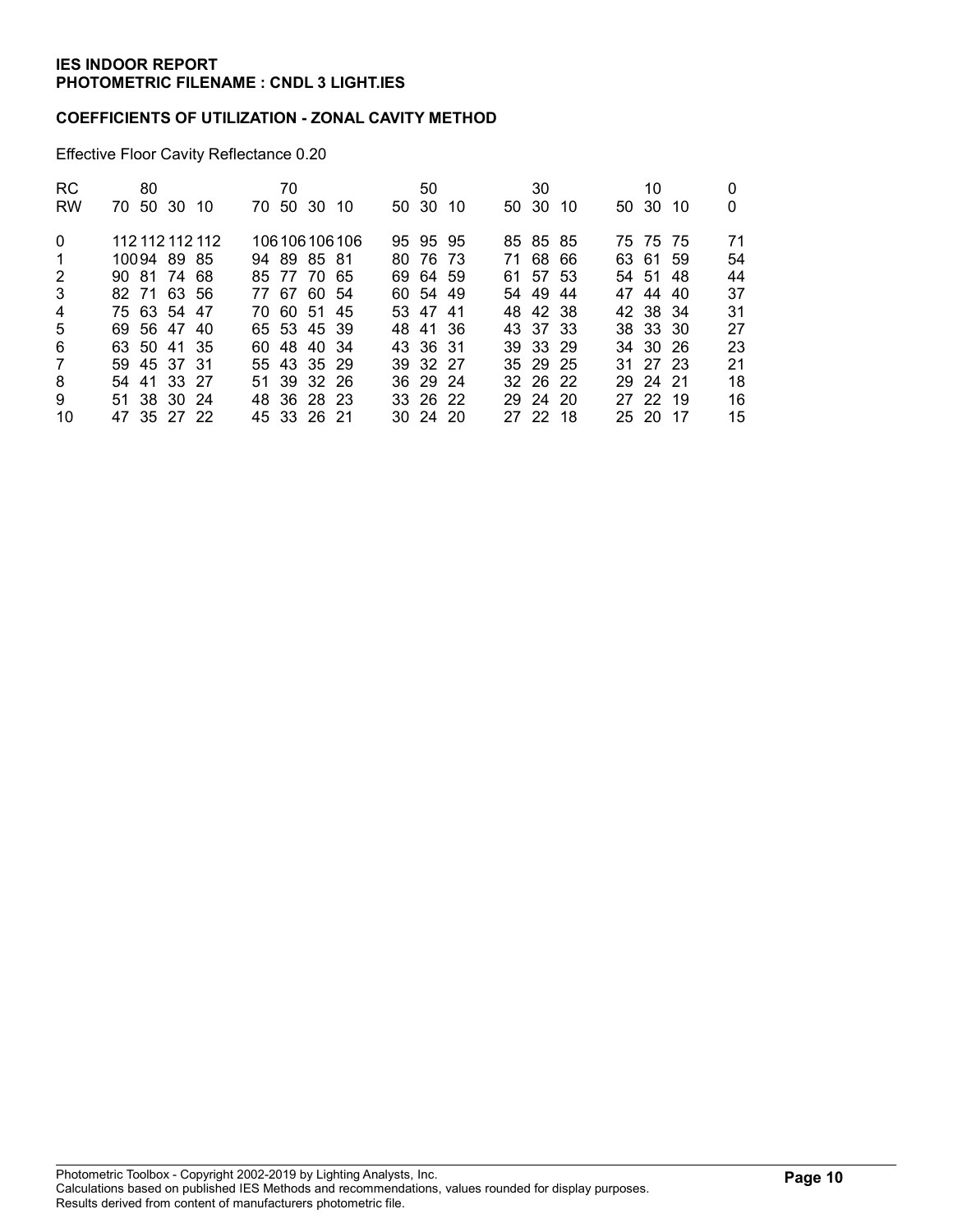**IES INDOOR REPORT**
**PHOTOMETRIC FILENAME : CNDL 3 LIGHT.IES**

**COEFFICIENTS OF UTILIZATION - ZONAL CAVITY METHOD**

Effective Floor Cavity Reflectance 0.20

| RC | 80 | | | | 70 | | | | 50 | | | 30 | | | 10 | | | 0 |
|---|---|---|---|---|---|---|---|---|---|---|---|---|---|---|---|---|---|---|
| RW | 70 | 50 | 30 | 10 | 70 | 50 | 30 | 10 | 50 | 30 | 10 | 50 | 30 | 10 | 50 | 30 | 10 | 0 |
| 0 | 112 | 112 | 112 | 112 | 106 | 106 | 106 | 106 | 95 | 95 | 95 | 85 | 85 | 85 | 75 | 75 | 75 | 71 |
| 1 | 100 | 94 | 89 | 85 | 94 | 89 | 85 | 81 | 80 | 76 | 73 | 71 | 68 | 66 | 63 | 61 | 59 | 54 |
| 2 | 90 | 81 | 74 | 68 | 85 | 77 | 70 | 65 | 69 | 64 | 59 | 61 | 57 | 53 | 54 | 51 | 48 | 44 |
| 3 | 82 | 71 | 63 | 56 | 77 | 67 | 60 | 54 | 60 | 54 | 49 | 54 | 49 | 44 | 47 | 44 | 40 | 37 |
| 4 | 75 | 63 | 54 | 47 | 70 | 60 | 51 | 45 | 53 | 47 | 41 | 48 | 42 | 38 | 42 | 38 | 34 | 31 |
| 5 | 69 | 56 | 47 | 40 | 65 | 53 | 45 | 39 | 48 | 41 | 36 | 43 | 37 | 33 | 38 | 33 | 30 | 27 |
| 6 | 63 | 50 | 41 | 35 | 60 | 48 | 40 | 34 | 43 | 36 | 31 | 39 | 33 | 29 | 34 | 30 | 26 | 23 |
| 7 | 59 | 45 | 37 | 31 | 55 | 43 | 35 | 29 | 39 | 32 | 27 | 35 | 29 | 25 | 31 | 27 | 23 | 21 |
| 8 | 54 | 41 | 33 | 27 | 51 | 39 | 32 | 26 | 36 | 29 | 24 | 32 | 26 | 22 | 29 | 24 | 21 | 18 |
| 9 | 51 | 38 | 30 | 24 | 48 | 36 | 28 | 23 | 33 | 26 | 22 | 29 | 24 | 20 | 27 | 22 | 19 | 16 |
| 10 | 47 | 35 | 27 | 22 | 45 | 33 | 26 | 21 | 30 | 24 | 20 | 27 | 22 | 18 | 25 | 20 | 17 | 15 |

Photometric Toolbox - Copyright 2002-2019 by Lighting Analysts, Inc.
Calculations based on published IES Methods and recommendations, values rounded for display purposes.
Results derived from content of manufacturers photometric file.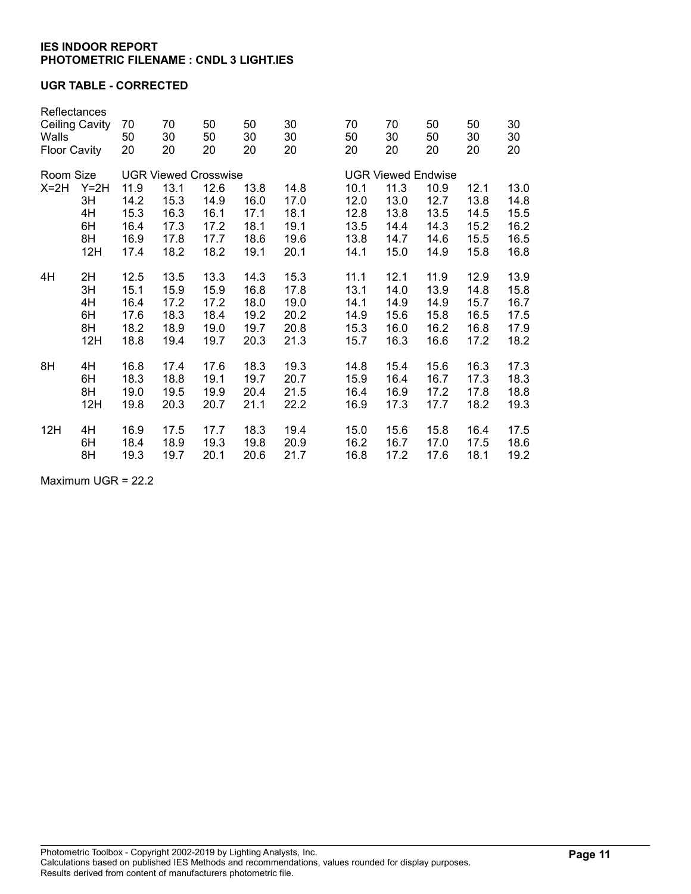**IES INDOOR REPORT**
**PHOTOMETRIC FILENAME : CNDL 3 LIGHT.IES**

**UGR TABLE - CORRECTED**

| Reflectances | | | | | | | | | | | |
|---|---|---|---|---|---|---|---|---|---|---|---|
| Ceiling Cavity | | 70 | 70 | 50 | 50 | 30 | 70 | 70 | 50 | 50 | 30 |
| Walls | | 50 | 30 | 50 | 30 | 30 | 50 | 30 | 50 | 30 | 30 |
| Floor Cavity | | 20 | 20 | 20 | 20 | 20 | 20 | 20 | 20 | 20 | 20 |
| Room Size | | UGR Viewed Crosswise | | | | | UGR Viewed Endwise | | | | |
| X=2H | Y=2H | 11.9 | 13.1 | 12.6 | 13.8 | 14.8 | 10.1 | 11.3 | 10.9 | 12.1 | 13.0 |
| | 3H | 14.2 | 15.3 | 14.9 | 16.0 | 17.0 | 12.0 | 13.0 | 12.7 | 13.8 | 14.8 |
| | 4H | 15.3 | 16.3 | 16.1 | 17.1 | 18.1 | 12.8 | 13.8 | 13.5 | 14.5 | 15.5 |
| | 6H | 16.4 | 17.3 | 17.2 | 18.1 | 19.1 | 13.5 | 14.4 | 14.3 | 15.2 | 16.2 |
| | 8H | 16.9 | 17.8 | 17.7 | 18.6 | 19.6 | 13.8 | 14.7 | 14.6 | 15.5 | 16.5 |
| | 12H | 17.4 | 18.2 | 18.2 | 19.1 | 20.1 | 14.1 | 15.0 | 14.9 | 15.8 | 16.8 |
| 4H | 2H | 12.5 | 13.5 | 13.3 | 14.3 | 15.3 | 11.1 | 12.1 | 11.9 | 12.9 | 13.9 |
| | 3H | 15.1 | 15.9 | 15.9 | 16.8 | 17.8 | 13.1 | 14.0 | 13.9 | 14.8 | 15.8 |
| | 4H | 16.4 | 17.2 | 17.2 | 18.0 | 19.0 | 14.1 | 14.9 | 14.9 | 15.7 | 16.7 |
| | 6H | 17.6 | 18.3 | 18.4 | 19.2 | 20.2 | 14.9 | 15.6 | 15.8 | 16.5 | 17.5 |
| | 8H | 18.2 | 18.9 | 19.0 | 19.7 | 20.8 | 15.3 | 16.0 | 16.2 | 16.8 | 17.9 |
| | 12H | 18.8 | 19.4 | 19.7 | 20.3 | 21.3 | 15.7 | 16.3 | 16.6 | 17.2 | 18.2 |
| 8H | 4H | 16.8 | 17.4 | 17.6 | 18.3 | 19.3 | 14.8 | 15.4 | 15.6 | 16.3 | 17.3 |
| | 6H | 18.3 | 18.8 | 19.1 | 19.7 | 20.7 | 15.9 | 16.4 | 16.7 | 17.3 | 18.3 |
| | 8H | 19.0 | 19.5 | 19.9 | 20.4 | 21.5 | 16.4 | 16.9 | 17.2 | 17.8 | 18.8 |
| | 12H | 19.8 | 20.3 | 20.7 | 21.1 | 22.2 | 16.9 | 17.3 | 17.7 | 18.2 | 19.3 |
| 12H | 4H | 16.9 | 17.5 | 17.7 | 18.3 | 19.4 | 15.0 | 15.6 | 15.8 | 16.4 | 17.5 |
| | 6H | 18.4 | 18.9 | 19.3 | 19.8 | 20.9 | 16.2 | 16.7 | 17.0 | 17.5 | 18.6 |
| | 8H | 19.3 | 19.7 | 20.1 | 20.6 | 21.7 | 16.8 | 17.2 | 17.6 | 18.1 | 19.2 |

Maximum UGR = 22.2

Photometric Toolbox - Copyright 2002-2019 by Lighting Analysts, Inc.
Calculations based on published IES Methods and recommendations, values rounded for display purposes.
Results derived from content of manufacturers photometric file.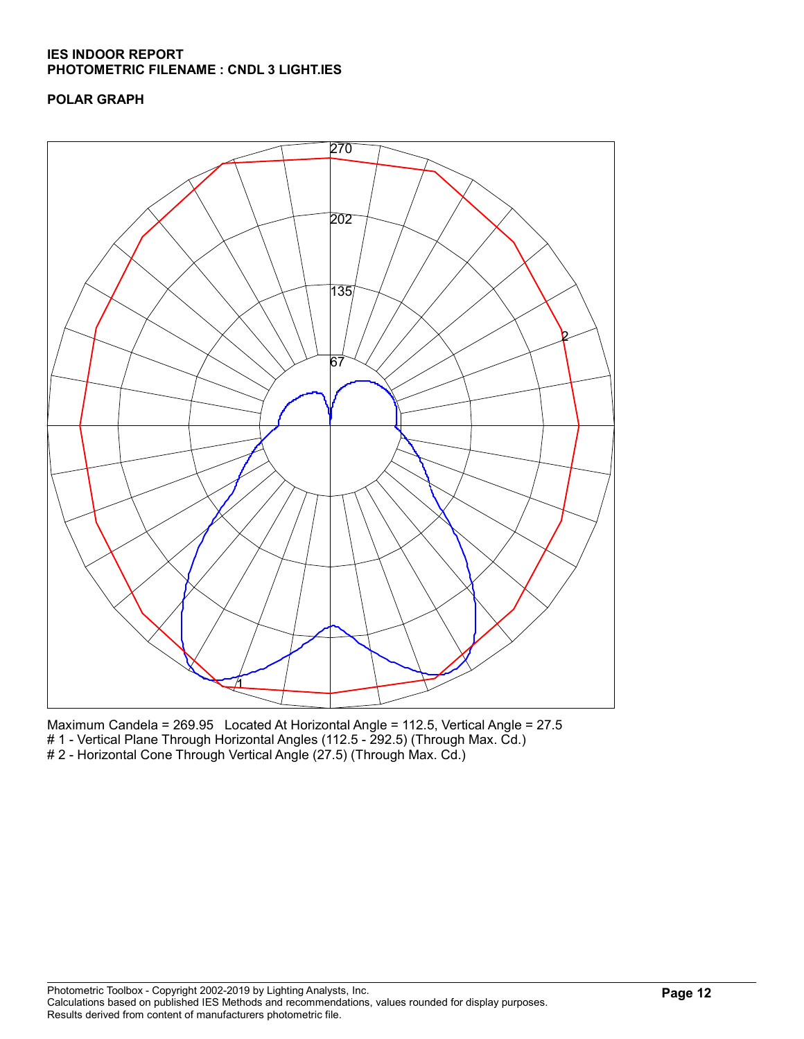**IES INDOOR REPORT**
**PHOTOMETRIC FILENAME : CNDL 3 LIGHT.IES**

**POLAR GRAPH**

270
202
135
67
2
1

Maximum Candela = 269.95 Located At Horizontal Angle = 112.5, Vertical Angle = 27.5
# 1 - Vertical Plane Through Horizontal Angles (112.5 - 292.5) (Through Max. Cd.)
# 2 - Horizontal Cone Through Vertical Angle (27.5) (Through Max. Cd.)

Photometric Toolbox - Copyright 2002-2019 by Lighting Analysts, Inc.
Calculations based on published IES Methods and recommendations, values rounded for display purposes.
Results derived from content of manufacturers photometric file.